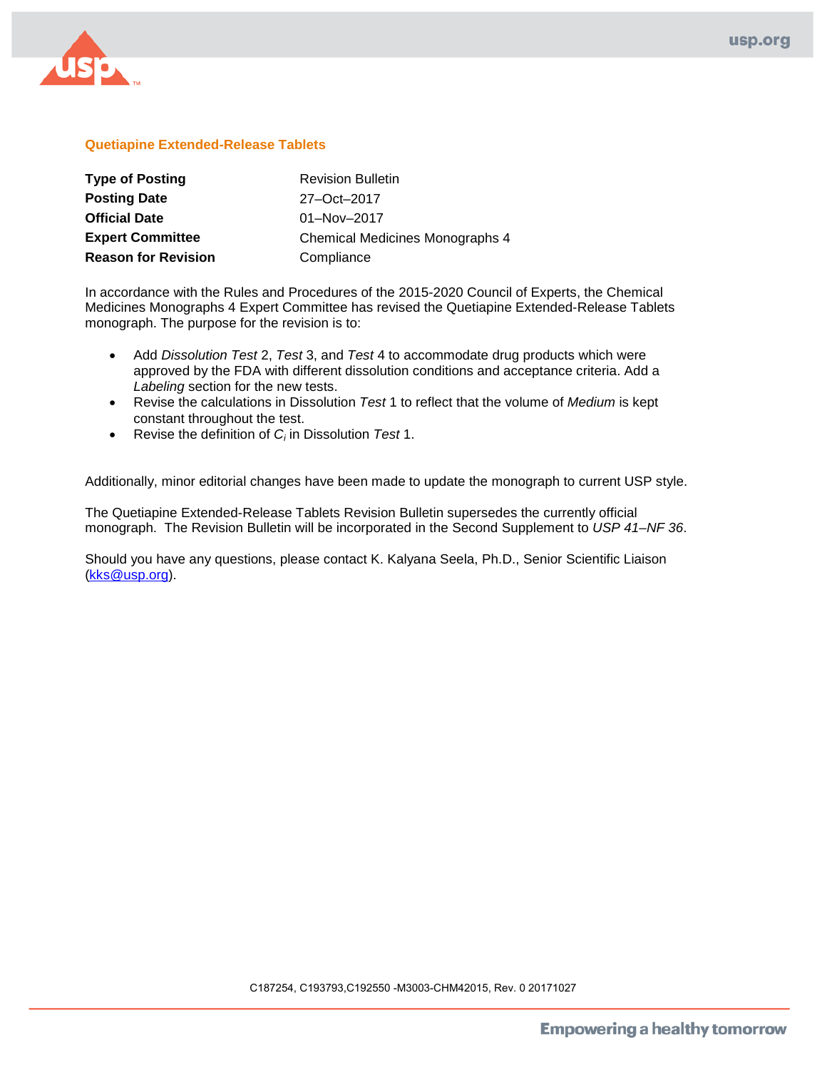## Quetiapine Extended-Release Tablets

| | |
|---|---|
| **Type of Posting** | Revision Bulletin |
| **Posting Date** | 27–Oct–2017 |
| **Official Date** | 01–Nov–2017 |
| **Expert Committee** | Chemical Medicines Monographs 4 |
| **Reason for Revision** | Compliance |

In accordance with the Rules and Procedures of the 2015-2020 Council of Experts, the Chemical Medicines Monographs 4 Expert Committee has revised the Quetiapine Extended-Release Tablets monograph. The purpose for the revision is to:

- Add *Dissolution Test* 2, *Test* 3, and *Test* 4 to accommodate drug products which were approved by the FDA with different dissolution conditions and acceptance criteria. Add a *Labeling* section for the new tests.
- Revise the calculations in Dissolution *Test* 1 to reflect that the volume of *Medium* is kept constant throughout the test.
- Revise the definition of $C_i$ in Dissolution *Test* 1.

Additionally, minor editorial changes have been made to update the monograph to current USP style.

The Quetiapine Extended-Release Tablets Revision Bulletin supersedes the currently official monograph. The Revision Bulletin will be incorporated in the Second Supplement to *USP 41–NF 36*.

Should you have any questions, please contact K. Kalyana Seela, Ph.D., Senior Scientific Liaison (kks@usp.org).

C187254, C193793,C192550 -M3003-CHM42015, Rev. 0 20171027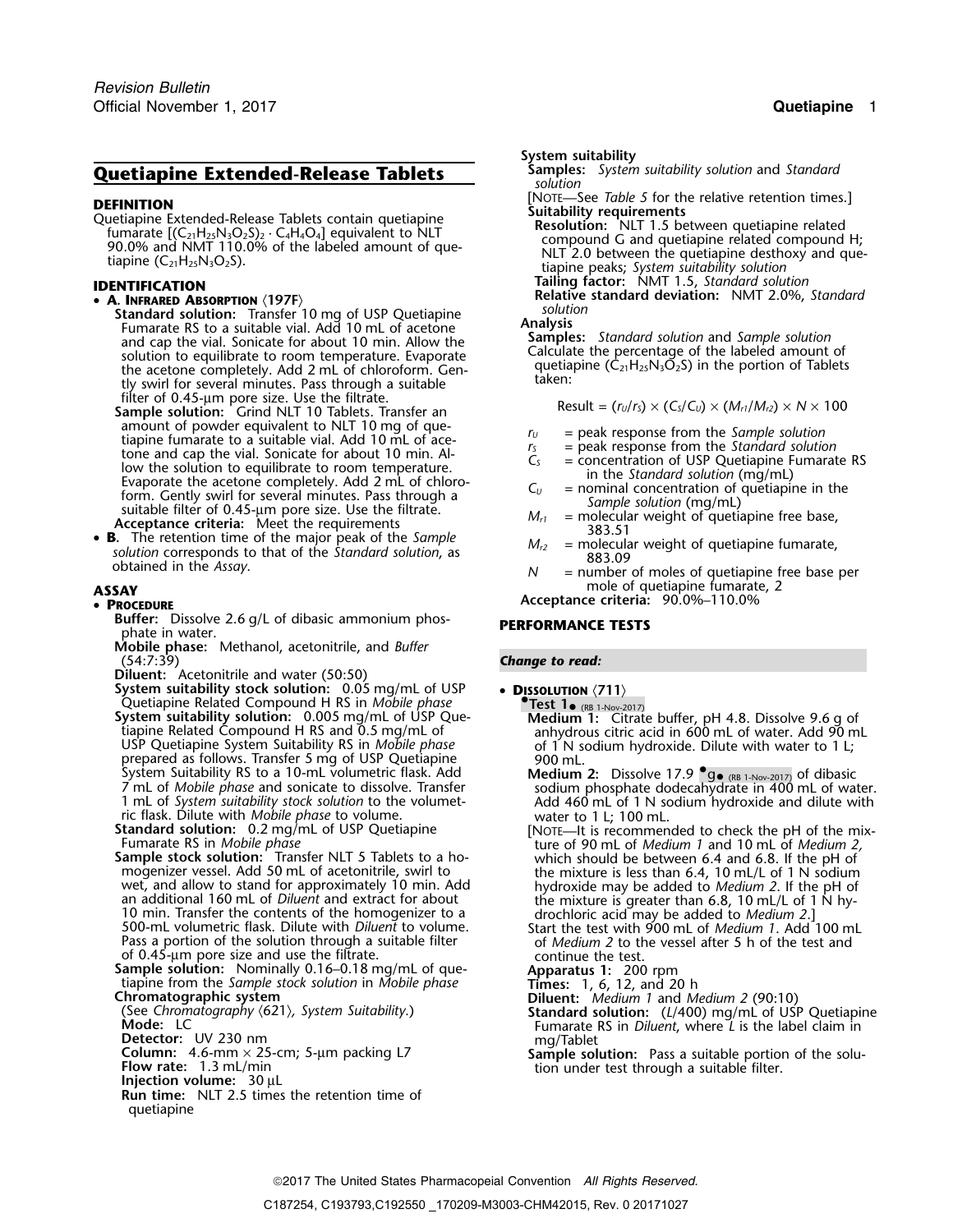# Quetiapine Extended-Release Tablets

**DEFINITION**

Quetiapine Extended-Release Tablets contain quetiapine fumarate $[(C_{21}H_{25}N_3O_2S)_2 \cdot C_4H_4O_4]$ equivalent to NLT 90.0% and NMT 110.0% of the labeled amount of quetiapine $(C_{21}H_{25}N_3O_2S)$.

**IDENTIFICATION**

- **A. Infrared Absorption ⟨197F⟩**

  **Standard solution:** Transfer 10 mg of USP Quetiapine Fumarate RS to a suitable vial. Add 10 mL of acetone and cap the vial. Sonicate for about 10 min. Allow the solution to equilibrate to room temperature. Evaporate the acetone completely. Add 2 mL of chloroform. Gently swirl for several minutes. Pass through a suitable filter of 0.45-µm pore size. Use the filtrate.

  **Sample solution:** Grind NLT 10 Tablets. Transfer an amount of powder equivalent to NLT 10 mg of quetiapine fumarate to a suitable vial. Add 10 mL of acetone and cap the vial. Sonicate for about 10 min. Allow the solution to equilibrate to room temperature. Evaporate the acetone completely. Add 2 mL of chloroform. Gently swirl for several minutes. Pass through a suitable filter of 0.45-µm pore size. Use the filtrate.

  **Acceptance criteria:** Meet the requirements

- **B.** The retention time of the major peak of the *Sample solution* corresponds to that of the *Standard solution*, as obtained in the *Assay*.

**ASSAY**

- **Procedure**

  **Buffer:** Dissolve 2.6 g/L of dibasic ammonium phosphate in water.

  **Mobile phase:** Methanol, acetonitrile, and *Buffer* (54:7:39)

  **Diluent:** Acetonitrile and water (50:50)

  **System suitability stock solution:** 0.05 mg/mL of USP Quetiapine Related Compound H RS in *Mobile phase*

  **System suitability solution:** 0.005 mg/mL of USP Quetiapine Related Compound H RS and 0.5 mg/mL of USP Quetiapine System Suitability RS in *Mobile phase* prepared as follows. Transfer 5 mg of USP Quetiapine System Suitability RS to a 10-mL volumetric flask. Add 7 mL of *Mobile phase* and sonicate to dissolve. Transfer 1 mL of *System suitability stock solution* to the volumetric flask. Dilute with *Mobile phase* to volume.

  **Standard solution:** 0.2 mg/mL of USP Quetiapine Fumarate RS in *Mobile phase*

  **Sample stock solution:** Transfer NLT 5 Tablets to a homogenizer vessel. Add 50 mL of acetonitrile, swirl to wet, and allow to stand for approximately 10 min. Add an additional 160 mL of *Diluent* and extract for about 10 min. Transfer the contents of the homogenizer to a 500-mL volumetric flask. Dilute with *Diluent* to volume. Pass a portion of the solution through a suitable filter of 0.45-µm pore size and use the filtrate.

  **Sample solution:** Nominally 0.16–0.18 mg/mL of quetiapine from the *Sample stock solution* in *Mobile phase*

  **Chromatographic system**

  (See *Chromatography* ⟨621⟩, *System Suitability*.)

  **Mode:** LC

  **Detector:** UV 230 nm

  **Column:** 4.6-mm × 25-cm; 5-µm packing L7

  **Flow rate:** 1.3 mL/min

  **Injection volume:** 30 µL

  **Run time:** NLT 2.5 times the retention time of quetiapine

  **System suitability**

  **Samples:** *System suitability solution* and *Standard solution*

  [Note—See *Table 5* for the relative retention times.]

  **Suitability requirements**

  **Resolution:** NLT 1.5 between quetiapine related compound G and quetiapine related compound H; NLT 2.0 between the quetiapine desthoxy and quetiapine peaks; *System suitability solution*

  **Tailing factor:** NMT 1.5, *Standard solution*

  **Relative standard deviation:** NMT 2.0%, *Standard solution*

  **Analysis**

  **Samples:** *Standard solution* and *Sample solution*

  Calculate the percentage of the labeled amount of quetiapine $(C_{21}H_{25}N_3O_2S)$ in the portion of Tablets taken:

  $$\text{Result} = (r_U/r_S) \times (C_S/C_U) \times (M_{r1}/M_{r2}) \times N \times 100$$

  - $r_U$ = peak response from the *Sample solution*
  - $r_S$ = peak response from the *Standard solution*
  - $C_S$ = concentration of USP Quetiapine Fumarate RS in the *Standard solution* (mg/mL)
  - $C_U$ = nominal concentration of quetiapine in the *Sample solution* (mg/mL)
  - $M_{r1}$ = molecular weight of quetiapine free base, 383.51
  - $M_{r2}$ = molecular weight of quetiapine fumarate, 883.09
  - $N$ = number of moles of quetiapine free base per mole of quetiapine fumarate, 2

  **Acceptance criteria:** 90.0%–110.0%

**PERFORMANCE TESTS**

***Change to read:***

- **Dissolution ⟨711⟩**

  •**Test 1**• (RB 1-Nov-2017)

  **Medium 1:** Citrate buffer, pH 4.8. Dissolve 9.6 g of anhydrous citric acid in 600 mL of water. Add 90 mL of 1 N sodium hydroxide. Dilute with water to 1 L; 900 mL.

  **Medium 2:** Dissolve 17.9 •g• (RB 1-Nov-2017) of dibasic sodium phosphate dodecahydrate in 400 mL of water. Add 460 mL of 1 N sodium hydroxide and dilute with water to 1 L; 100 mL.

  [Note—It is recommended to check the pH of the mixture of 90 mL of *Medium 1* and 10 mL of *Medium 2*, which should be between 6.4 and 6.8. If the pH of the mixture is less than 6.4, 10 mL/L of 1 N sodium hydroxide may be added to *Medium 2*. If the pH of the mixture is greater than 6.8, 10 mL/L of 1 N hydrochloric acid may be added to *Medium 2*.]

  Start the test with 900 mL of *Medium 1*. Add 100 mL of *Medium 2* to the vessel after 5 h of the test and continue the test.

  **Apparatus 1:** 200 rpm

  **Times:** 1, 6, 12, and 20 h

  **Diluent:** *Medium 1* and *Medium 2* (90:10)

  **Standard solution:** ($L$/400) mg/mL of USP Quetiapine Fumarate RS in *Diluent*, where $L$ is the label claim in mg/Tablet

  **Sample solution:** Pass a suitable portion of the solution under test through a suitable filter.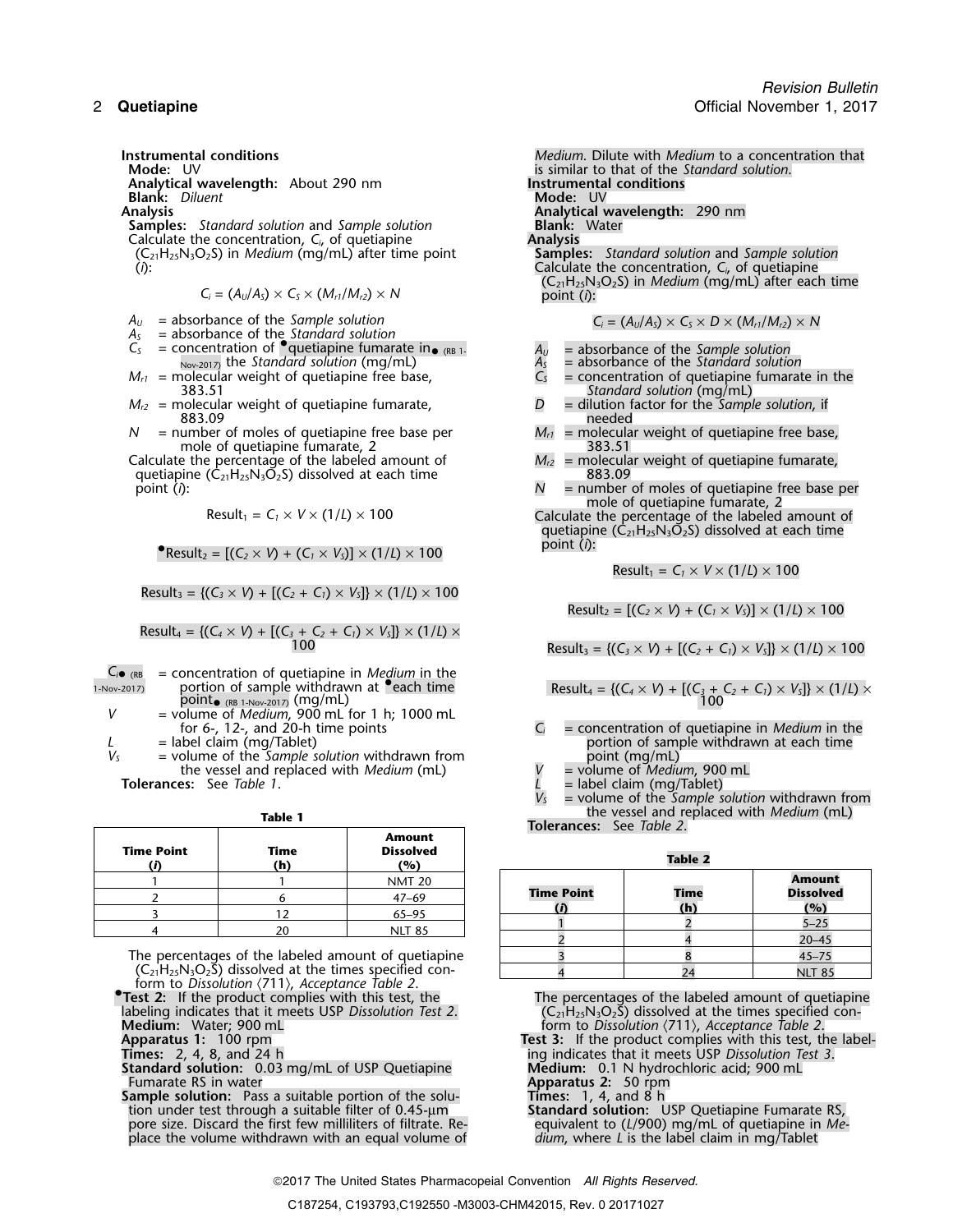**Instrumental conditions**

**Mode:** UV

**Analytical wavelength:** About 290 nm

**Blank:** *Diluent*

**Analysis**

**Samples:** *Standard solution* and *Sample solution*

Calculate the concentration, $C_i$, of quetiapine ($C_{21}H_{25}N_3O_2S$) in *Medium* (mg/mL) after time point (*i*):

$$C_i = (A_U/A_S) \times C_S \times (M_{r1}/M_{r2}) \times N$$

- $A_U$ = absorbance of the *Sample solution*
- $A_S$ = absorbance of the *Standard solution*
- $C_S$ = concentration of •quetiapine fumarate in• (RB 1-Nov-2017) the *Standard solution* (mg/mL)
- $M_{r1}$ = molecular weight of quetiapine free base, 383.51
- $M_{r2}$ = molecular weight of quetiapine fumarate, 883.09
- $N$ = number of moles of quetiapine free base per mole of quetiapine fumarate, 2

Calculate the percentage of the labeled amount of quetiapine ($C_{21}H_{25}N_3O_2S$) dissolved at each time point (*i*):

$$\text{Result}_1 = C_1 \times V \times (1/L) \times 100$$

$$•\text{Result}_2 = [(C_2 \times V) + (C_1 \times V_S)] \times (1/L) \times 100$$

$$\text{Result}_3 = \{(C_3 \times V) + [(C_2 + C_1) \times V_S]\} \times (1/L) \times 100$$

$$\text{Result}_4 = \{(C_4 \times V) + [(C_3 + C_2 + C_1) \times V_S]\} \times (1/L) \times 100$$

- $C_i$• (RB 1-Nov-2017) = concentration of quetiapine in *Medium* in the portion of sample withdrawn at •each time point• (RB 1-Nov-2017) (mg/mL)
- $V$ = volume of *Medium*, 900 mL for 1 h; 1000 mL for 6-, 12-, and 20-h time points
- $L$ = label claim (mg/Tablet)
- $V_S$ = volume of the *Sample solution* withdrawn from the vessel and replaced with *Medium* (mL)

**Tolerances:** See *Table 1*.

**Table 1**

| Time Point (*i*) | Time (h) | Amount Dissolved (%) |
|---|---|---|
| 1 | 1 | NMT 20 |
| 2 | 6 | 47–69 |
| 3 | 12 | 65–95 |
| 4 | 20 | NLT 85 |

The percentages of the labeled amount of quetiapine ($C_{21}H_{25}N_3O_2S$) dissolved at the times specified conform to *Dissolution* ⟨711⟩, *Acceptance Table 2*.

•**Test 2:** If the product complies with this test, the labeling indicates that it meets USP *Dissolution Test 2*.

**Medium:** Water; 900 mL

**Apparatus 1:** 100 rpm

**Times:** 2, 4, 8, and 24 h

**Standard solution:** 0.03 mg/mL of USP Quetiapine Fumarate RS in water

**Sample solution:** Pass a suitable portion of the solution under test through a suitable filter of 0.45-µm pore size. Discard the first few milliliters of filtrate. Replace the volume withdrawn with an equal volume of *Medium*. Dilute with *Medium* to a concentration that is similar to that of the *Standard solution*.

**Instrumental conditions**

**Mode:** UV

**Analytical wavelength:** 290 nm

**Blank:** Water

**Analysis**

**Samples:** *Standard solution* and *Sample solution*

Calculate the concentration, $C_i$, of quetiapine ($C_{21}H_{25}N_3O_2S$) in *Medium* (mg/mL) after each time point (*i*):

$$C_i = (A_U/A_S) \times C_S \times D \times (M_{r1}/M_{r2}) \times N$$

- $A_U$ = absorbance of the *Sample solution*
- $A_S$ = absorbance of the *Standard solution*
- $C_S$ = concentration of quetiapine fumarate in the *Standard solution* (mg/mL)
- $D$ = dilution factor for the *Sample solution*, if needed
- $M_{r1}$ = molecular weight of quetiapine free base, 383.51
- $M_{r2}$ = molecular weight of quetiapine fumarate, 883.09
- $N$ = number of moles of quetiapine free base per mole of quetiapine fumarate, 2

Calculate the percentage of the labeled amount of quetiapine ($C_{21}H_{25}N_3O_2S$) dissolved at each time point (*i*):

$$\text{Result}_1 = C_1 \times V \times (1/L) \times 100$$

$$\text{Result}_2 = [(C_2 \times V) + (C_1 \times V_S)] \times (1/L) \times 100$$

$$\text{Result}_3 = \{(C_3 \times V) + [(C_2 + C_1) \times V_S]\} \times (1/L) \times 100$$

$$\text{Result}_4 = \{(C_4 \times V) + [(C_3 + C_2 + C_1) \times V_S]\} \times (1/L) \times 100$$

- $C_i$ = concentration of quetiapine in *Medium* in the portion of sample withdrawn at each time point (mg/mL)
- $V$ = volume of *Medium*, 900 mL
- $L$ = label claim (mg/Tablet)
- $V_S$ = volume of the *Sample solution* withdrawn from the vessel and replaced with *Medium* (mL)

**Tolerances:** See *Table 2*.

**Table 2**

| Time Point (*i*) | Time (h) | Amount Dissolved (%) |
|---|---|---|
| 1 | 2 | 5–25 |
| 2 | 4 | 20–45 |
| 3 | 8 | 45–75 |
| 4 | 24 | NLT 85 |

The percentages of the labeled amount of quetiapine ($C_{21}H_{25}N_3O_2S$) dissolved at the times specified conform to *Dissolution* ⟨711⟩, *Acceptance Table 2*.

**Test 3:** If the product complies with this test, the labeling indicates that it meets USP *Dissolution Test 3*.

**Medium:** 0.1 N hydrochloric acid; 900 mL

**Apparatus 2:** 50 rpm

**Times:** 1, 4, and 8 h

**Standard solution:** USP Quetiapine Fumarate RS, equivalent to ($L$/900) mg/mL of quetiapine in *Medium*, where $L$ is the label claim in mg/Tablet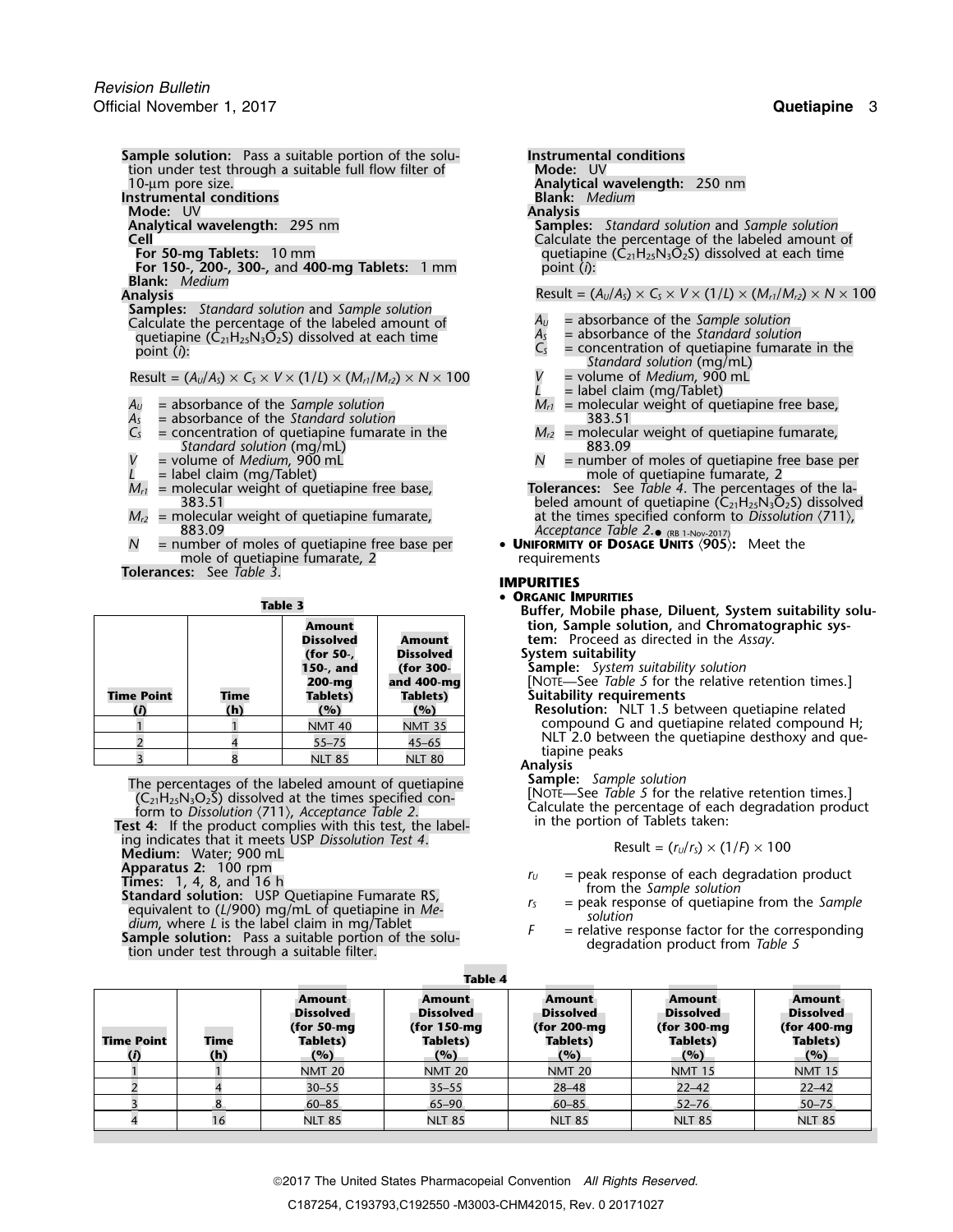**Sample solution:** Pass a suitable portion of the solution under test through a suitable full flow filter of 10-µm pore size.

**Instrumental conditions**

**Mode:** UV

**Analytical wavelength:** 295 nm

**Cell**

**For 50-mg Tablets:** 10 mm

**For 150-, 200-, 300-,** and **400-mg Tablets:** 1 mm

**Blank:** *Medium*

**Analysis**

**Samples:** *Standard solution* and *Sample solution*

Calculate the percentage of the labeled amount of quetiapine ($C_{21}H_{25}N_3O_2S$) dissolved at each time point (*i*):

$$\text{Result} = (A_U/A_S) \times C_S \times V \times (1/L) \times (M_{r1}/M_{r2}) \times N \times 100$$

$A_U$ = absorbance of the *Sample solution*
$A_S$ = absorbance of the *Standard solution*
$C_S$ = concentration of quetiapine fumarate in the *Standard solution* (mg/mL)
$V$ = volume of *Medium*, 900 mL
$L$ = label claim (mg/Tablet)
$M_{r1}$ = molecular weight of quetiapine free base, 383.51
$M_{r2}$ = molecular weight of quetiapine fumarate, 883.09
$N$ = number of moles of quetiapine free base per mole of quetiapine fumarate, 2

**Tolerances:** See *Table 3*.

**Table 3**

| Time Point (*i*) | Time (h) | Amount Dissolved (for 50-, 150-, and 200-mg Tablets) (%) | Amount Dissolved (for 300- and 400-mg Tablets) (%) |
|---|---|---|---|
| 1 | 1 | NMT 40 | NMT 35 |
| 2 | 4 | 55–75 | 45–65 |
| 3 | 8 | NLT 85 | NLT 80 |

The percentages of the labeled amount of quetiapine ($C_{21}H_{25}N_3O_2S$) dissolved at the times specified conform to *Dissolution* ⟨711⟩, *Acceptance Table 2*.

**Test 4:** If the product complies with this test, the labeling indicates that it meets USP *Dissolution Test 4*.

**Medium:** Water; 900 mL

**Apparatus 2:** 100 rpm

**Times:** 1, 4, 8, and 16 h

**Standard solution:** USP Quetiapine Fumarate RS, equivalent to (*L*/900) mg/mL of quetiapine in *Medium*, where *L* is the label claim in mg/Tablet

**Sample solution:** Pass a suitable portion of the solution under test through a suitable filter.

**Instrumental conditions**

**Mode:** UV

**Analytical wavelength:** 250 nm

**Blank:** *Medium*

**Analysis**

**Samples:** *Standard solution* and *Sample solution*

Calculate the percentage of the labeled amount of quetiapine ($C_{21}H_{25}N_3O_2S$) dissolved at each time point (*i*):

$$\text{Result} = (A_U/A_S) \times C_S \times V \times (1/L) \times (M_{r1}/M_{r2}) \times N \times 100$$

$A_U$ = absorbance of the *Sample solution*
$A_S$ = absorbance of the *Standard solution*
$C_S$ = concentration of quetiapine fumarate in the *Standard solution* (mg/mL)
$V$ = volume of *Medium*, 900 mL
$L$ = label claim (mg/Tablet)
$M_{r1}$ = molecular weight of quetiapine free base, 383.51
$M_{r2}$ = molecular weight of quetiapine fumarate, 883.09
$N$ = number of moles of quetiapine free base per mole of quetiapine fumarate, 2

**Tolerances:** See *Table 4*. The percentages of the labeled amount of quetiapine ($C_{21}H_{25}N_3O_2S$) dissolved at the times specified conform to *Dissolution* ⟨711⟩, *Acceptance Table 2*.● (RB 1-Nov-2017)

**Table 4**

| Time Point (*i*) | Time (h) | Amount Dissolved (for 50-mg Tablets) (%) | Amount Dissolved (for 150-mg Tablets) (%) | Amount Dissolved (for 200-mg Tablets) (%) | Amount Dissolved (for 300-mg Tablets) (%) | Amount Dissolved (for 400-mg Tablets) (%) |
|---|---|---|---|---|---|---|
| 1 | 1 | NMT 20 | NMT 20 | NMT 20 | NMT 15 | NMT 15 |
| 2 | 4 | 30–55 | 35–55 | 28–48 | 22–42 | 22–42 |
| 3 | 8 | 60–85 | 65–90 | 60–85 | 52–76 | 50–75 |
| 4 | 16 | NLT 85 | NLT 85 | NLT 85 | NLT 85 | NLT 85 |

- **UNIFORMITY OF DOSAGE UNITS ⟨905⟩:** Meet the requirements

## IMPURITIES

- **ORGANIC IMPURITIES**

**Buffer, Mobile phase, Diluent, System suitability solution, Sample solution,** and **Chromatographic system:** Proceed as directed in the *Assay*.

**System suitability**

**Sample:** *System suitability solution*

[NOTE—See *Table 5* for the relative retention times.]

**Suitability requirements**

**Resolution:** NLT 1.5 between quetiapine related compound G and quetiapine related compound H; NLT 2.0 between the quetiapine desthoxy and quetiapine peaks

**Analysis**

**Sample:** *Sample solution*

[NOTE—See *Table 5* for the relative retention times.]

Calculate the percentage of each degradation product in the portion of Tablets taken:

$$\text{Result} = (r_U/r_S) \times (1/F) \times 100$$

$r_U$ = peak response of each degradation product from the *Sample solution*
$r_S$ = peak response of quetiapine from the *Sample solution*
$F$ = relative response factor for the corresponding degradation product from *Table 5*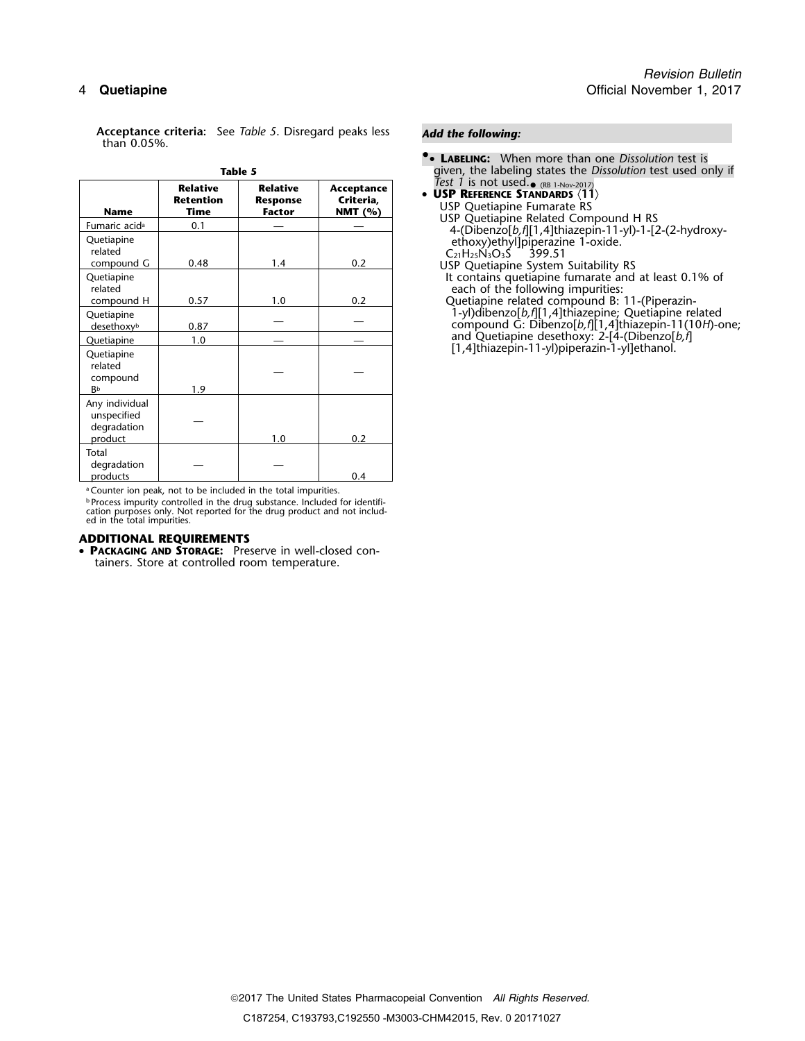**Acceptance criteria:** See *Table 5*. Disregard peaks less than 0.05%.

**Table 5**

| Name | Relative Retention Time | Relative Response Factor | Acceptance Criteria, NMT (%) |
|---|---|---|---|
| Fumaric acid[a] | 0.1 | — | — |
| Quetiapine related compound G | 0.48 | 1.4 | 0.2 |
| Quetiapine related compound H | 0.57 | 1.0 | 0.2 |
| Quetiapine desethoxy[b] | 0.87 | — | — |
| Quetiapine | 1.0 | — | — |
| Quetiapine related compound B[b] | 1.9 | — | — |
| Any individual unspecified degradation product | — | 1.0 | 0.2 |
| Total degradation products | — | — | 0.4 |

[a] Counter ion peak, not to be included in the total impurities.

[b] Process impurity controlled in the drug substance. Included for identification purposes only. Not reported for the drug product and not included in the total impurities.

## ADDITIONAL REQUIREMENTS

- **Packaging and Storage:** Preserve in well-closed containers. Store at controlled room temperature.

***Add the following:***

- ▲• **Labeling:** When more than one *Dissolution* test is given, the labeling states the *Dissolution* test used only if *Test 1* is not used.▲ (RB 1-Nov-2017)
- **USP Reference Standards** ⟨11⟩

  USP Quetiapine Fumarate RS

  USP Quetiapine Related Compound H RS

  4-(Dibenzo[*b,f*][1,4]thiazepin-11-yl)-1-[2-(2-hydroxyethoxy)ethyl]piperazine 1-oxide.

  $C_{21}H_{25}N_3O_3S$ 399.51

  USP Quetiapine System Suitability RS

  It contains quetiapine fumarate and at least 0.1% of each of the following impurities:

  Quetiapine related compound B: 11-(Piperazin-1-yl)dibenzo[*b,f*][1,4]thiazepine; Quetiapine related compound G: Dibenzo[*b,f*][1,4]thiazepin-11(10*H*)-one; and Quetiapine desethoxy: 2-[4-(Dibenzo[*b,f*][1,4]thiazepin-11-yl)piperazin-1-yl]ethanol.